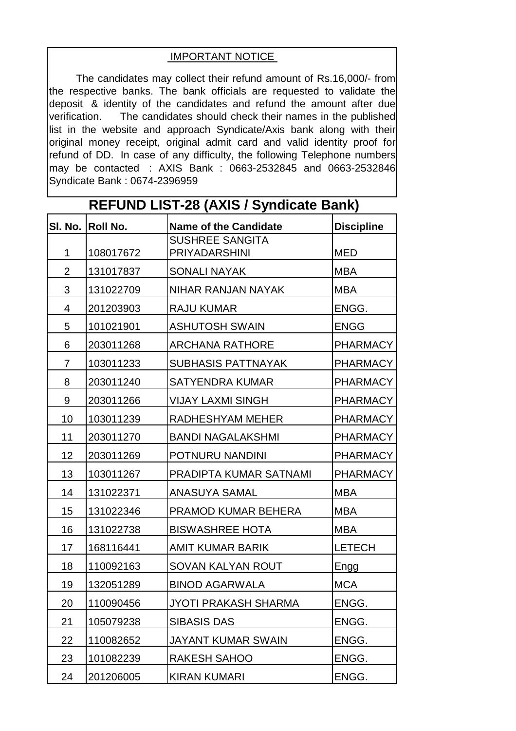## IMPORTANT NOTICE

The candidates may collect their refund amount of Rs.16,000/- from the respective banks. The bank officials are requested to validate the deposit & identity of the candidates and refund the amount after due verification. The candidates should check their names in the published list in the website and approach Syndicate/Axis bank along with their original money receipt, original admit card and valid identity proof for refund of DD. In case of any difficulty, the following Telephone numbers may be contacted : AXIS Bank : 0663-2532845 and 0663-2532846 Syndicate Bank : 0674-2396959

# REFUND LIST-28 (AXIS / Syndicate Bank)

| Sl. No. | Roll No. | Name of the Candidate | Discipline |
|---|---|---|---|
| 1 | 108017672 | SUSHREE SANGITA PRIYADARSHINI | MED |
| 2 | 131017837 | SONALI NAYAK | MBA |
| 3 | 131022709 | NIHAR RANJAN NAYAK | MBA |
| 4 | 201203903 | RAJU KUMAR | ENGG. |
| 5 | 101021901 | ASHUTOSH SWAIN | ENGG |
| 6 | 203011268 | ARCHANA RATHORE | PHARMACY |
| 7 | 103011233 | SUBHASIS PATTNAYAK | PHARMACY |
| 8 | 203011240 | SATYENDRA KUMAR | PHARMACY |
| 9 | 203011266 | VIJAY LAXMI SINGH | PHARMACY |
| 10 | 103011239 | RADHESHYAM MEHER | PHARMACY |
| 11 | 203011270 | BANDI NAGALAKSHMI | PHARMACY |
| 12 | 203011269 | POTNURU NANDINI | PHARMACY |
| 13 | 103011267 | PRADIPTA KUMAR SATNAMI | PHARMACY |
| 14 | 131022371 | ANASUYA SAMAL | MBA |
| 15 | 131022346 | PRAMOD KUMAR BEHERA | MBA |
| 16 | 131022738 | BISWASHREE HOTA | MBA |
| 17 | 168116441 | AMIT KUMAR BARIK | LETECH |
| 18 | 110092163 | SOVAN KALYAN ROUT | Engg |
| 19 | 132051289 | BINOD AGARWALA | MCA |
| 20 | 110090456 | JYOTI PRAKASH SHARMA | ENGG. |
| 21 | 105079238 | SIBASIS DAS | ENGG. |
| 22 | 110082652 | JAYANT KUMAR SWAIN | ENGG. |
| 23 | 101082239 | RAKESH SAHOO | ENGG. |
| 24 | 201206005 | KIRAN KUMARI | ENGG. |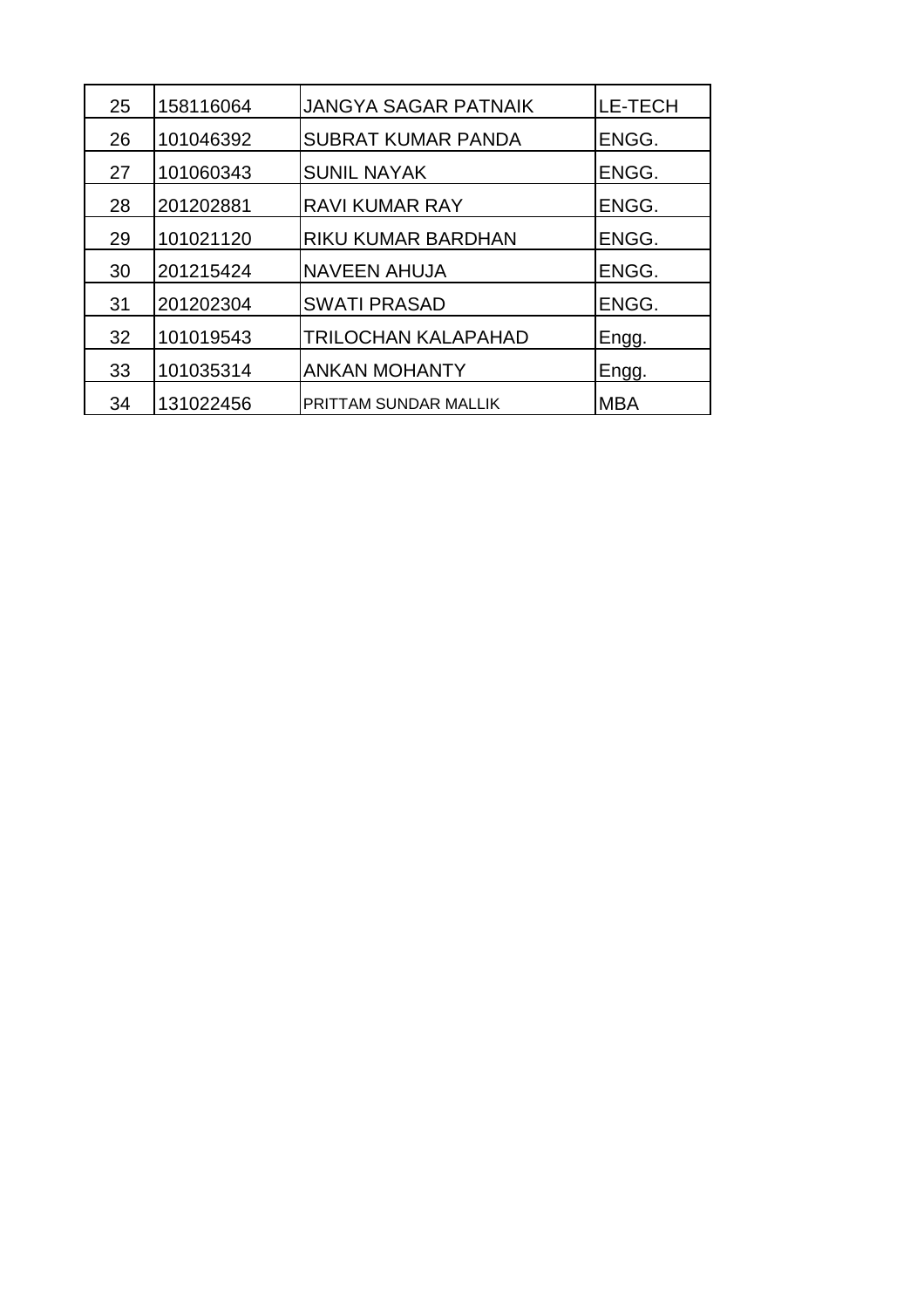| | | | |
|---|---|---|---|
| 25 | 158116064 | JANGYA SAGAR PATNAIK | LE-TECH |
| 26 | 101046392 | SUBRAT KUMAR PANDA | ENGG. |
| 27 | 101060343 | SUNIL NAYAK | ENGG. |
| 28 | 201202881 | RAVI KUMAR RAY | ENGG. |
| 29 | 101021120 | RIKU KUMAR BARDHAN | ENGG. |
| 30 | 201215424 | NAVEEN AHUJA | ENGG. |
| 31 | 201202304 | SWATI PRASAD | ENGG. |
| 32 | 101019543 | TRILOCHAN KALAPAHAD | Engg. |
| 33 | 101035314 | ANKAN MOHANTY | Engg. |
| 34 | 131022456 | PRITTAM SUNDAR MALLIK | MBA |